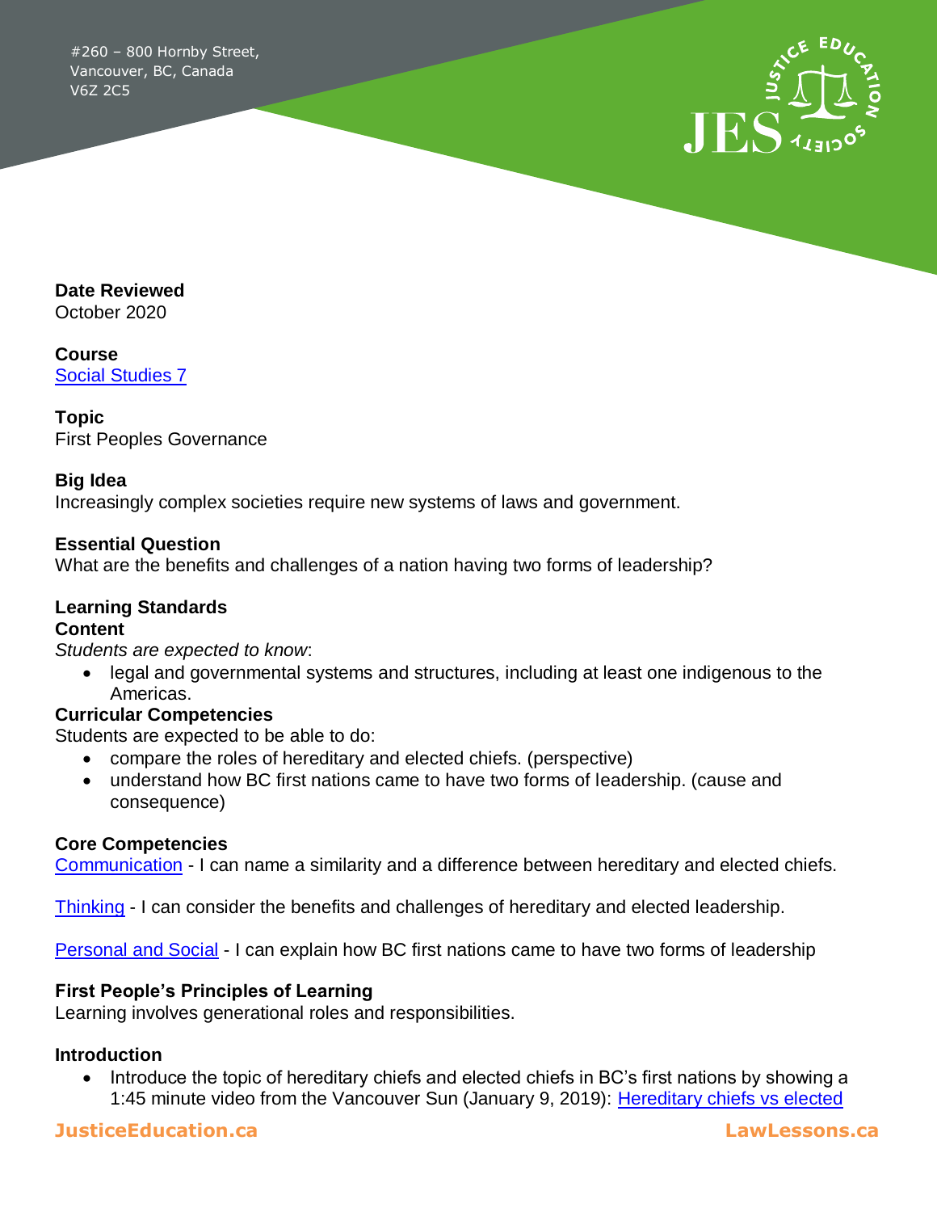#260 – 800 Hornby Street,
Vancouver, BC, Canada
V6Z 2C5

**Date Reviewed**
October 2020

**Course**
[Social Studies 7]()

**Topic**
First Peoples Governance

**Big Idea**
Increasingly complex societies require new systems of laws and government.

**Essential Question**
What are the benefits and challenges of a nation having two forms of leadership?

**Learning Standards**

**Content**

*Students are expected to know*:

- legal and governmental systems and structures, including at least one indigenous to the Americas.

**Curricular Competencies**

Students are expected to be able to do:

- compare the roles of hereditary and elected chiefs. (perspective)
- understand how BC first nations came to have two forms of leadership. (cause and consequence)

**Core Competencies**

[Communication]() - I can name a similarity and a difference between hereditary and elected chiefs.

[Thinking]() - I can consider the benefits and challenges of hereditary and elected leadership.

[Personal and Social]() - I can explain how BC first nations came to have two forms of leadership

**First People's Principles of Learning**
Learning involves generational roles and responsibilities.

**Introduction**

- Introduce the topic of hereditary chiefs and elected chiefs in BC's first nations by showing a 1:45 minute video from the Vancouver Sun (January 9, 2019): [Hereditary chiefs vs elected]()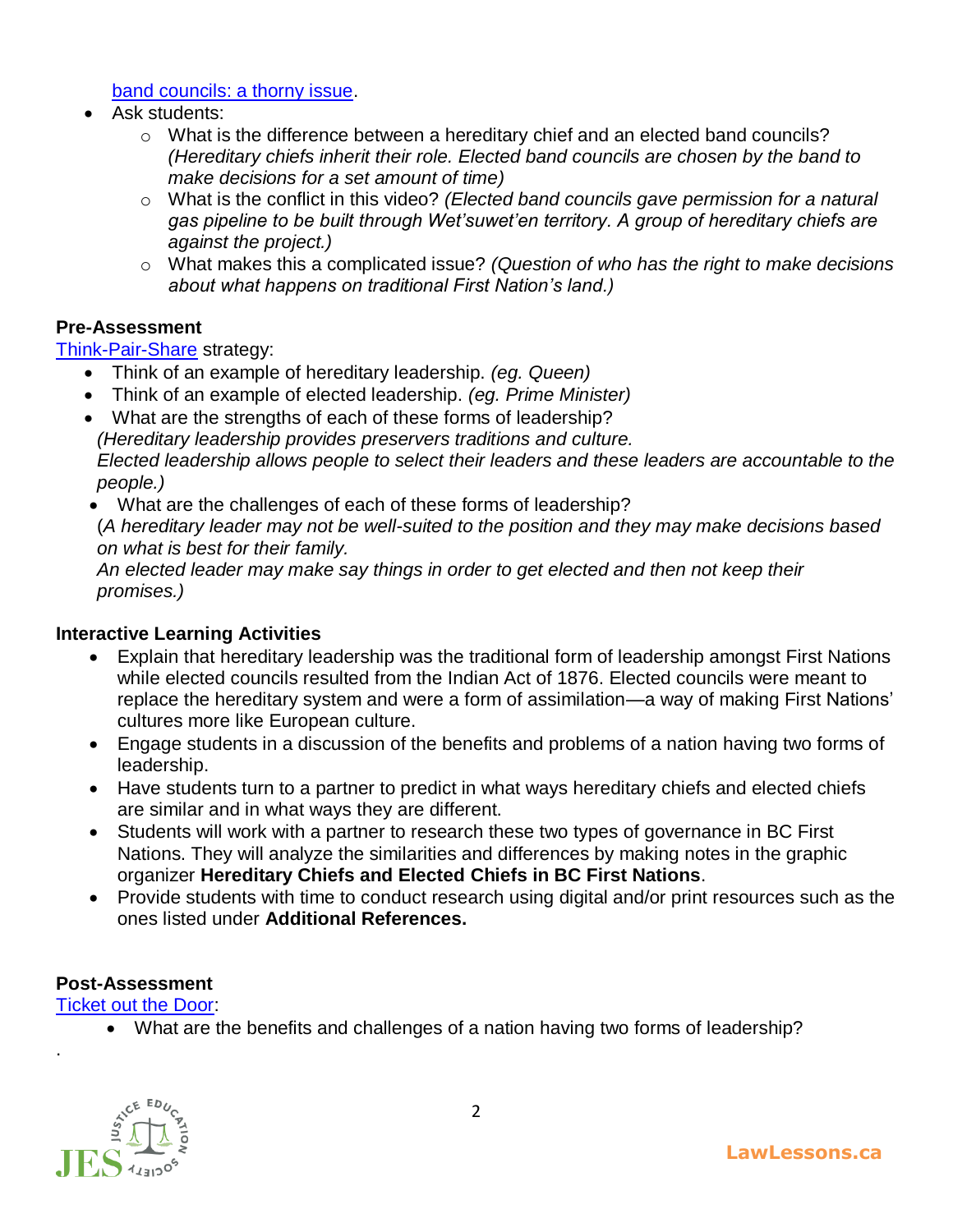band councils: a thorny issue.

- Ask students:
    - What is the difference between a hereditary chief and an elected band councils? *(Hereditary chiefs inherit their role. Elected band councils are chosen by the band to make decisions for a set amount of time)*
    - What is the conflict in this video? *(Elected band councils gave permission for a natural gas pipeline to be built through Wet'suwet'en territory. A group of hereditary chiefs are against the project.)*
    - What makes this a complicated issue? *(Question of who has the right to make decisions about what happens on traditional First Nation's land.)*

**Pre-Assessment**

Think-Pair-Share strategy:

- Think of an example of hereditary leadership. *(eg. Queen)*
- Think of an example of elected leadership. *(eg. Prime Minister)*
- What are the strengths of each of these forms of leadership?
  *(Hereditary leadership provides preservers traditions and culture.*
  *Elected leadership allows people to select their leaders and these leaders are accountable to the people.)*
- What are the challenges of each of these forms of leadership?
  (*A hereditary leader may not be well-suited to the position and they may make decisions based on what is best for their family.*
  *An elected leader may make say things in order to get elected and then not keep their promises.)*

**Interactive Learning Activities**

- Explain that hereditary leadership was the traditional form of leadership amongst First Nations while elected councils resulted from the Indian Act of 1876. Elected councils were meant to replace the hereditary system and were a form of assimilation—a way of making First Nations' cultures more like European culture.
- Engage students in a discussion of the benefits and problems of a nation having two forms of leadership.
- Have students turn to a partner to predict in what ways hereditary chiefs and elected chiefs are similar and in what ways they are different.
- Students will work with a partner to research these two types of governance in BC First Nations. They will analyze the similarities and differences by making notes in the graphic organizer **Hereditary Chiefs and Elected Chiefs in BC First Nations**.
- Provide students with time to conduct research using digital and/or print resources such as the ones listed under **Additional References.**

**Post-Assessment**

Ticket out the Door:

- What are the benefits and challenges of a nation having two forms of leadership?

.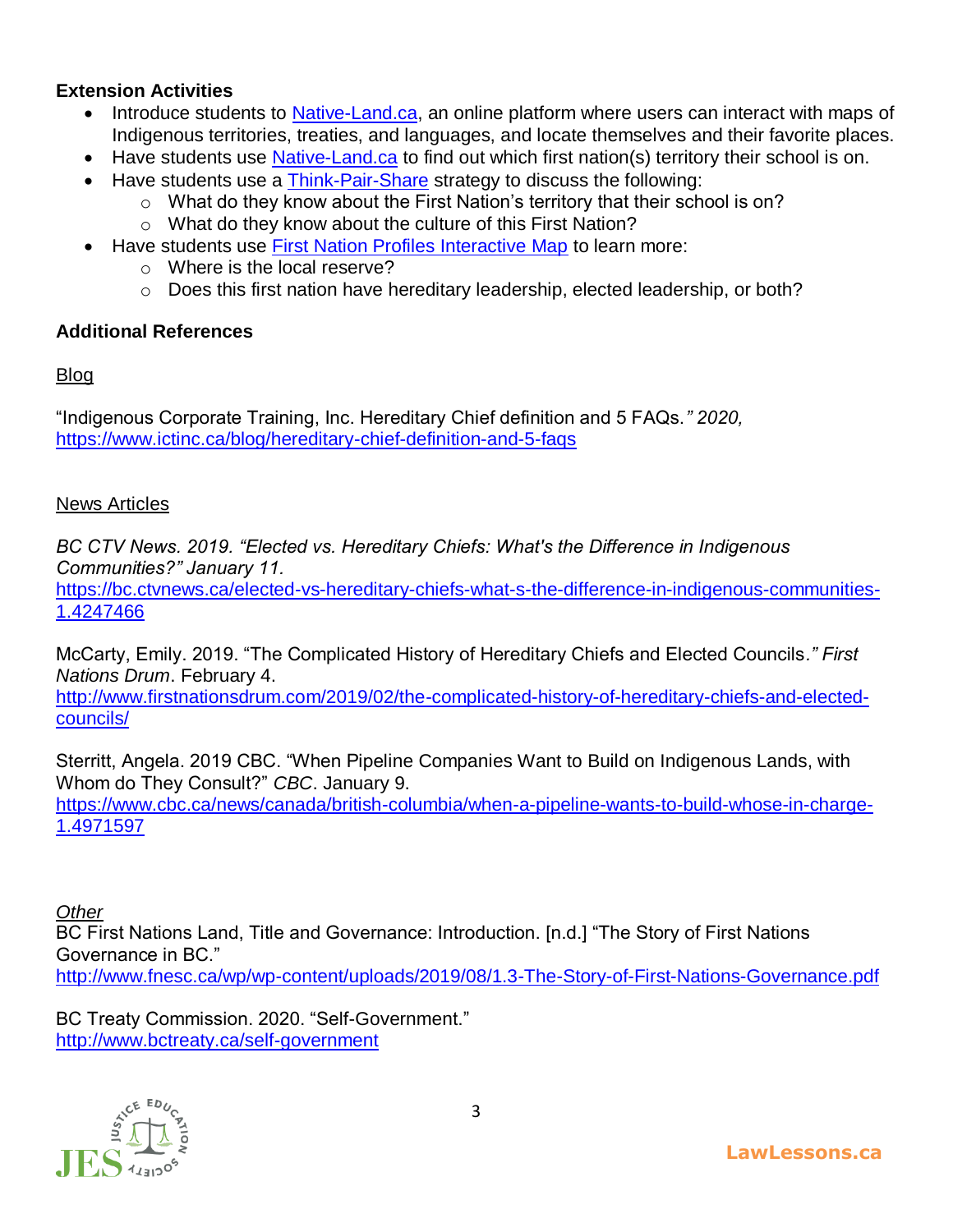**Extension Activities**

- Introduce students to [Native-Land.ca](Native-Land.ca), an online platform where users can interact with maps of Indigenous territories, treaties, and languages, and locate themselves and their favorite places.
- Have students use Native-Land.ca to find out which first nation(s) territory their school is on.
- Have students use a Think-Pair-Share strategy to discuss the following:
  - What do they know about the First Nation's territory that their school is on?
  - What do they know about the culture of this First Nation?
- Have students use First Nation Profiles Interactive Map to learn more:
  - Where is the local reserve?
  - Does this first nation have hereditary leadership, elected leadership, or both?

**Additional References**

Blog

"Indigenous Corporate Training, Inc. Hereditary Chief definition and 5 FAQs.*" 2020,*
https://www.ictinc.ca/blog/hereditary-chief-definition-and-5-faqs

News Articles

*BC CTV News. 2019. "Elected vs. Hereditary Chiefs: What's the Difference in Indigenous Communities?" January 11.*
https://bc.ctvnews.ca/elected-vs-hereditary-chiefs-what-s-the-difference-in-indigenous-communities-1.4247466

McCarty, Emily. 2019. "The Complicated History of Hereditary Chiefs and Elected Councils*." First Nations Drum*. February 4.
http://www.firstnationsdrum.com/2019/02/the-complicated-history-of-hereditary-chiefs-and-elected-councils/

Sterritt, Angela. 2019 CBC. "When Pipeline Companies Want to Build on Indigenous Lands, with Whom do They Consult?" *CBC*. January 9.
https://www.cbc.ca/news/canada/british-columbia/when-a-pipeline-wants-to-build-whose-in-charge-1.4971597

*Other*

BC First Nations Land, Title and Governance: Introduction. [n.d.] "The Story of First Nations Governance in BC."
http://www.fnesc.ca/wp/wp-content/uploads/2019/08/1.3-The-Story-of-First-Nations-Governance.pdf

BC Treaty Commission. 2020. "Self-Government."
http://www.bctreaty.ca/self-government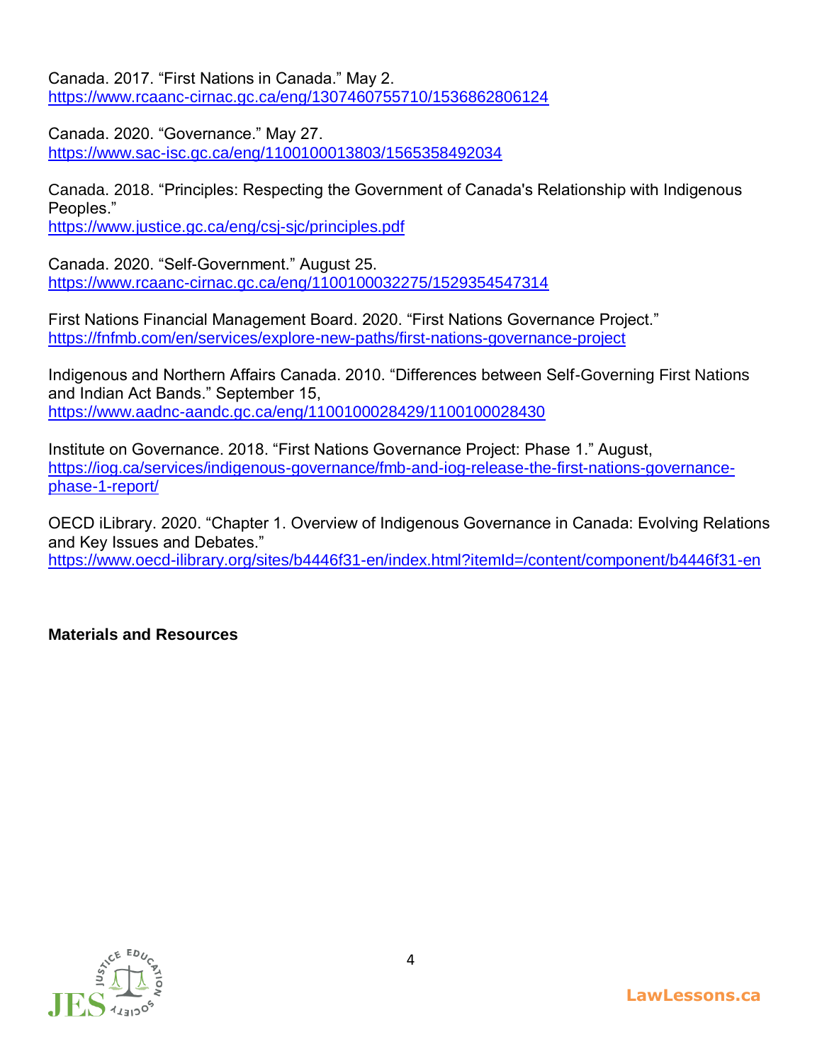Canada. 2017. "First Nations in Canada." May 2.
https://www.rcaanc-cirnac.gc.ca/eng/1307460755710/1536862806124

Canada. 2020. "Governance." May 27.
https://www.sac-isc.gc.ca/eng/1100100013803/1565358492034

Canada. 2018. "Principles: Respecting the Government of Canada's Relationship with Indigenous Peoples."
https://www.justice.gc.ca/eng/csj-sjc/principles.pdf

Canada. 2020. "Self-Government." August 25.
https://www.rcaanc-cirnac.gc.ca/eng/1100100032275/1529354547314

First Nations Financial Management Board. 2020. "First Nations Governance Project."
https://fnfmb.com/en/services/explore-new-paths/first-nations-governance-project

Indigenous and Northern Affairs Canada. 2010. "Differences between Self-Governing First Nations and Indian Act Bands." September 15,
https://www.aadnc-aandc.gc.ca/eng/1100100028429/1100100028430

Institute on Governance. 2018. "First Nations Governance Project: Phase 1." August,
https://iog.ca/services/indigenous-governance/fmb-and-iog-release-the-first-nations-governance-phase-1-report/

OECD iLibrary. 2020. "Chapter 1. Overview of Indigenous Governance in Canada: Evolving Relations and Key Issues and Debates."
https://www.oecd-ilibrary.org/sites/b4446f31-en/index.html?itemId=/content/component/b4446f31-en

**Materials and Resources**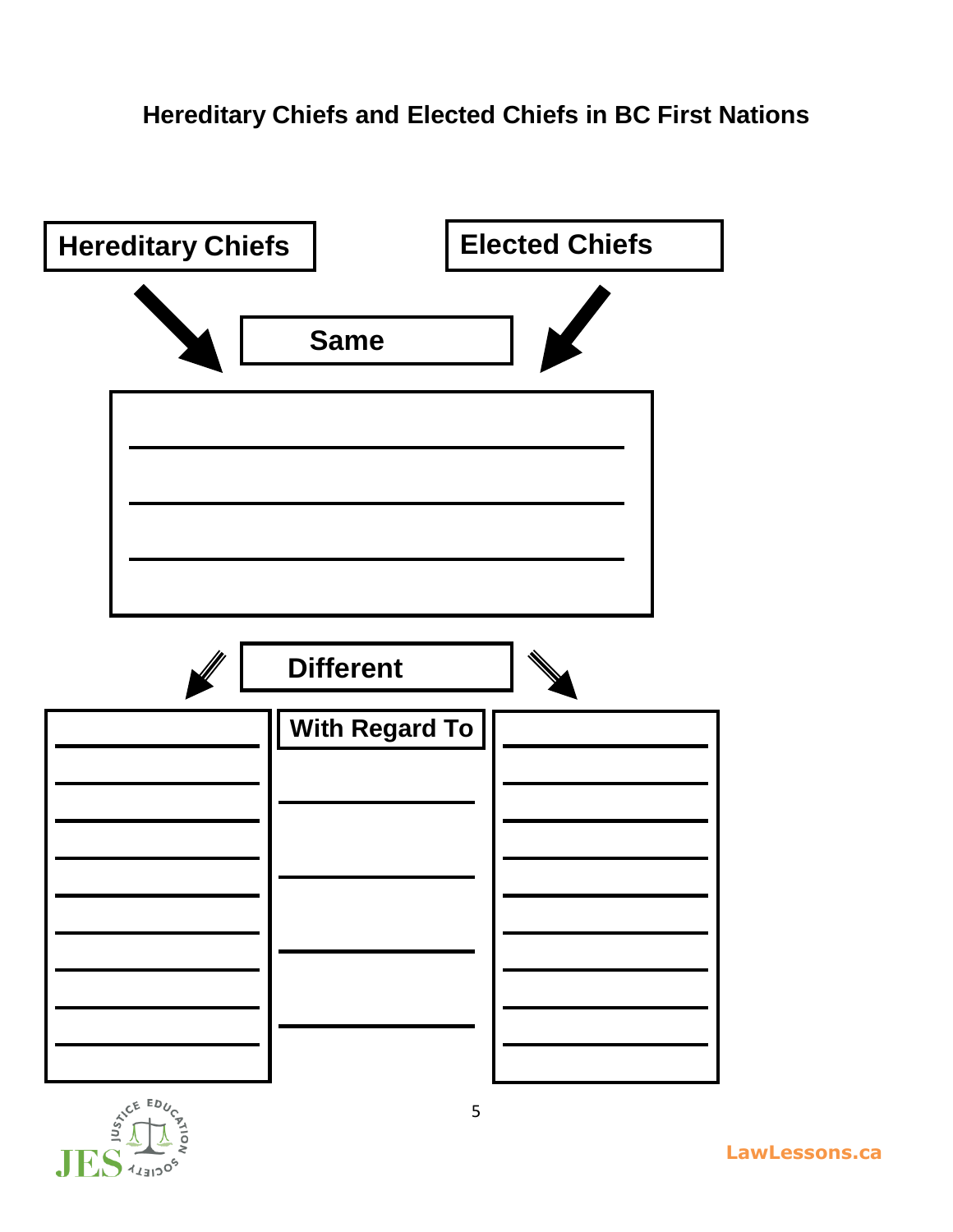# Hereditary Chiefs and Elected Chiefs in BC First Nations

**Hereditary Chiefs**

**Elected Chiefs**

**Same**

______________________________________________

______________________________________________

______________________________________________

**Different**

| | With Regard To | |
|---|---|---|
| ____________ | ____________ | ____________ |
| ____________ | ____________ | ____________ |
| ____________ | ____________ | ____________ |
| ____________ | ____________ | ____________ |
| ____________ | | ____________ |
| ____________ | | ____________ |
| ____________ | | ____________ |
| ____________ | | ____________ |
| ____________ | | ____________ |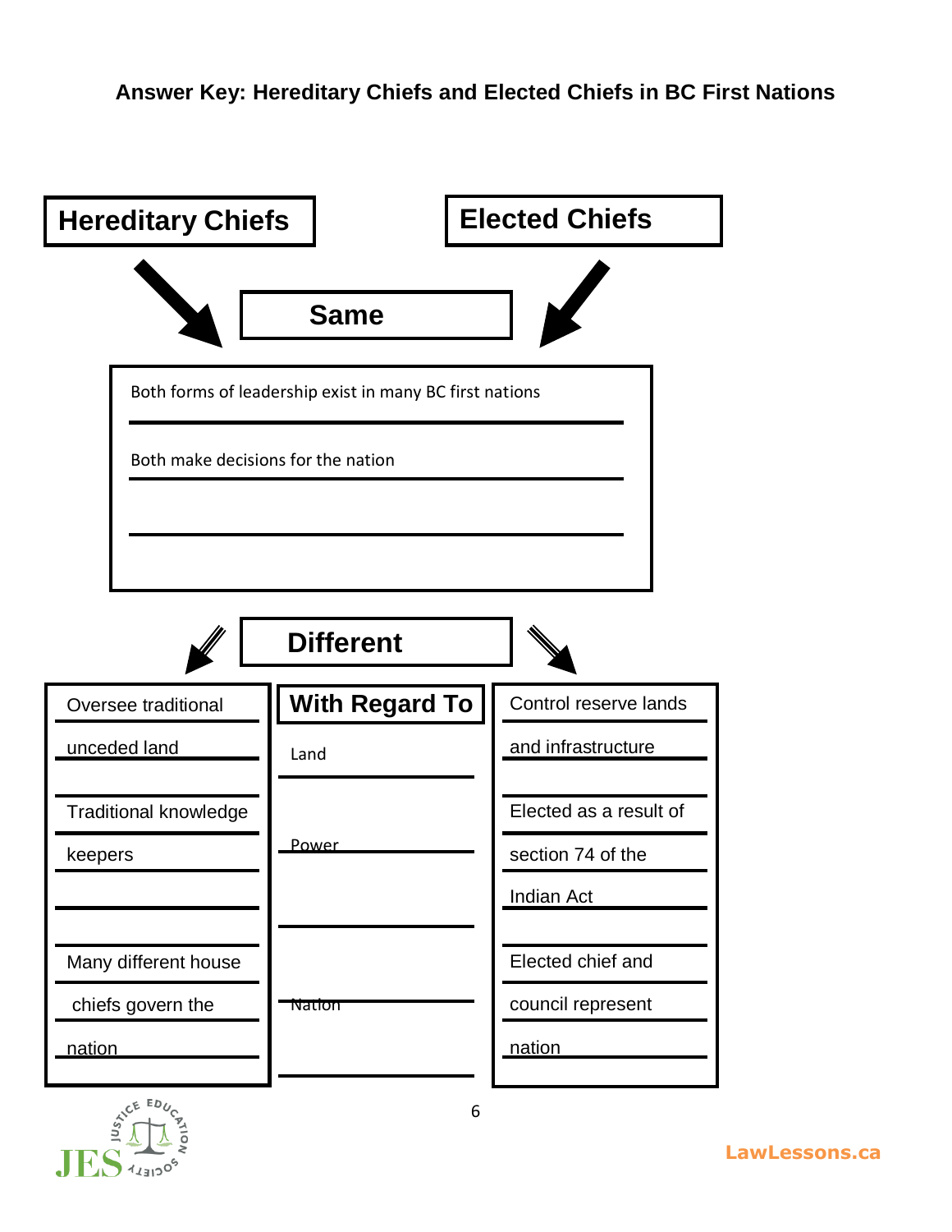## Answer Key: Hereditary Chiefs and Elected Chiefs in BC First Nations

**Hereditary Chiefs**

**Elected Chiefs**

### Same

Both forms of leadership exist in many BC first nations

Both make decisions for the nation

### Different

| Hereditary Chiefs | With Regard To | Elected Chiefs |
|---|---|---|
| Oversee traditional unceded land | Land | Control reserve lands and infrastructure |
| Traditional knowledge keepers | Power | Elected as a result of section 74 of the Indian Act |
| Many different house chiefs govern the nation | Nation | Elected chief and council represent nation |

LawLessons.ca